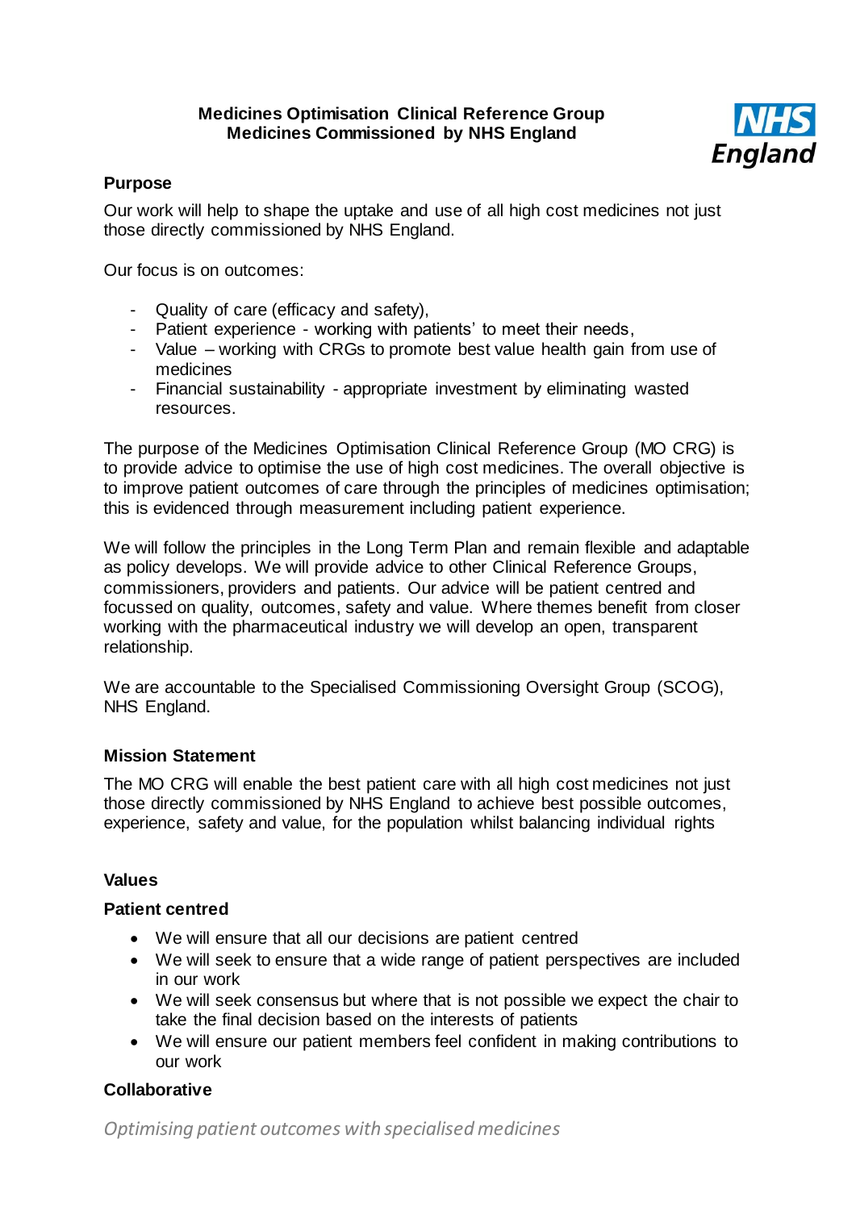**Medicines Optimisation Clinical Reference Group**
**Medicines Commissioned by NHS England**

## Purpose

Our work will help to shape the uptake and use of all high cost medicines not just those directly commissioned by NHS England.

Our focus is on outcomes:

- Quality of care (efficacy and safety),
- Patient experience - working with patients' to meet their needs,
- Value – working with CRGs to promote best value health gain from use of medicines
- Financial sustainability - appropriate investment by eliminating wasted resources.

The purpose of the Medicines Optimisation Clinical Reference Group (MO CRG) is to provide advice to optimise the use of high cost medicines. The overall objective is to improve patient outcomes of care through the principles of medicines optimisation; this is evidenced through measurement including patient experience.

We will follow the principles in the Long Term Plan and remain flexible and adaptable as policy develops. We will provide advice to other Clinical Reference Groups, commissioners, providers and patients. Our advice will be patient centred and focussed on quality, outcomes, safety and value. Where themes benefit from closer working with the pharmaceutical industry we will develop an open, transparent relationship.

We are accountable to the Specialised Commissioning Oversight Group (SCOG), NHS England.

## Mission Statement

The MO CRG will enable the best patient care with all high cost medicines not just those directly commissioned by NHS England to achieve best possible outcomes, experience, safety and value, for the population whilst balancing individual rights

## Values

### Patient centred

- We will ensure that all our decisions are patient centred
- We will seek to ensure that a wide range of patient perspectives are included in our work
- We will seek consensus but where that is not possible we expect the chair to take the final decision based on the interests of patients
- We will ensure our patient members feel confident in making contributions to our work

### Collaborative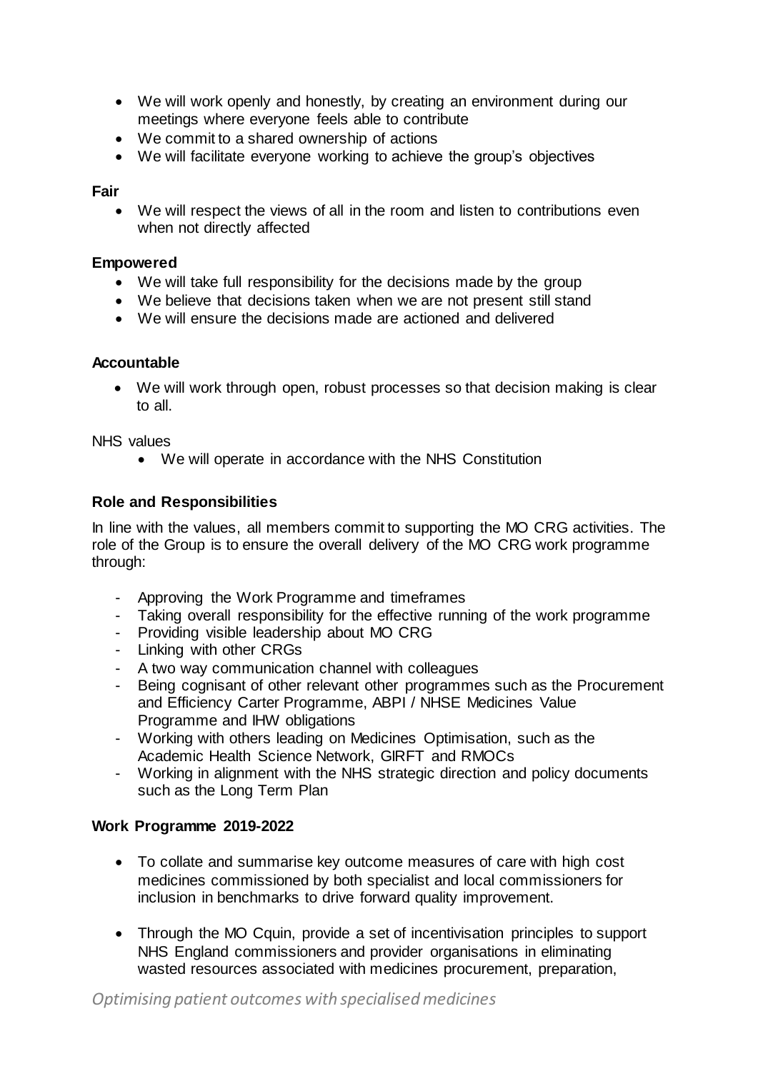- We will work openly and honestly, by creating an environment during our meetings where everyone feels able to contribute
- We commit to a shared ownership of actions
- We will facilitate everyone working to achieve the group's objectives

**Fair**

- We will respect the views of all in the room and listen to contributions even when not directly affected

**Empowered**

- We will take full responsibility for the decisions made by the group
- We believe that decisions taken when we are not present still stand
- We will ensure the decisions made are actioned and delivered

**Accountable**

- We will work through open, robust processes so that decision making is clear to all.

NHS values

- We will operate in accordance with the NHS Constitution

**Role and Responsibilities**

In line with the values, all members commit to supporting the MO CRG activities. The role of the Group is to ensure the overall delivery of the MO CRG work programme through:

- Approving the Work Programme and timeframes
- Taking overall responsibility for the effective running of the work programme
- Providing visible leadership about MO CRG
- Linking with other CRGs
- A two way communication channel with colleagues
- Being cognisant of other relevant other programmes such as the Procurement and Efficiency Carter Programme, ABPI / NHSE Medicines Value Programme and IHW obligations
- Working with others leading on Medicines Optimisation, such as the Academic Health Science Network, GIRFT and RMOCs
- Working in alignment with the NHS strategic direction and policy documents such as the Long Term Plan

**Work Programme 2019-2022**

- To collate and summarise key outcome measures of care with high cost medicines commissioned by both specialist and local commissioners for inclusion in benchmarks to drive forward quality improvement.
- Through the MO Cquin, provide a set of incentivisation principles to support NHS England commissioners and provider organisations in eliminating wasted resources associated with medicines procurement, preparation,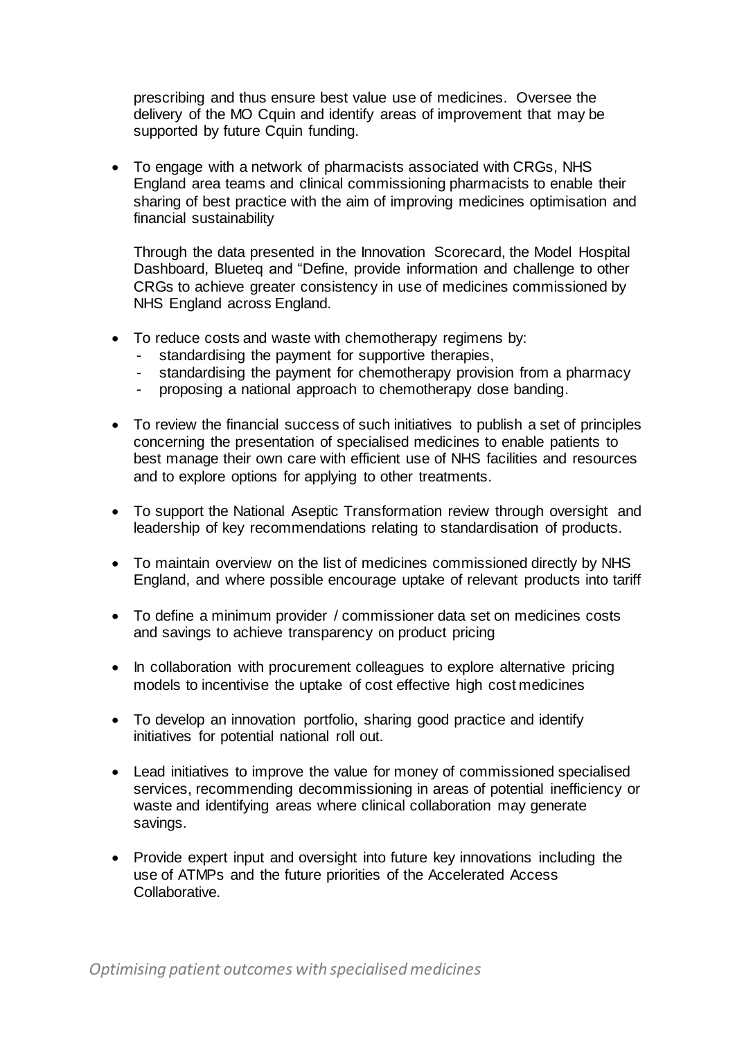prescribing and thus ensure best value use of medicines. Oversee the delivery of the MO Cquin and identify areas of improvement that may be supported by future Cquin funding.

- To engage with a network of pharmacists associated with CRGs, NHS England area teams and clinical commissioning pharmacists to enable their sharing of best practice with the aim of improving medicines optimisation and financial sustainability

  Through the data presented in the Innovation Scorecard, the Model Hospital Dashboard, Blueteq and "Define, provide information and challenge to other CRGs to achieve greater consistency in use of medicines commissioned by NHS England across England.

- To reduce costs and waste with chemotherapy regimens by:
  - standardising the payment for supportive therapies,
  - standardising the payment for chemotherapy provision from a pharmacy
  - proposing a national approach to chemotherapy dose banding.

- To review the financial success of such initiatives to publish a set of principles concerning the presentation of specialised medicines to enable patients to best manage their own care with efficient use of NHS facilities and resources and to explore options for applying to other treatments.

- To support the National Aseptic Transformation review through oversight and leadership of key recommendations relating to standardisation of products.

- To maintain overview on the list of medicines commissioned directly by NHS England, and where possible encourage uptake of relevant products into tariff

- To define a minimum provider / commissioner data set on medicines costs and savings to achieve transparency on product pricing

- In collaboration with procurement colleagues to explore alternative pricing models to incentivise the uptake of cost effective high cost medicines

- To develop an innovation portfolio, sharing good practice and identify initiatives for potential national roll out.

- Lead initiatives to improve the value for money of commissioned specialised services, recommending decommissioning in areas of potential inefficiency or waste and identifying areas where clinical collaboration may generate savings.

- Provide expert input and oversight into future key innovations including the use of ATMPs and the future priorities of the Accelerated Access Collaborative.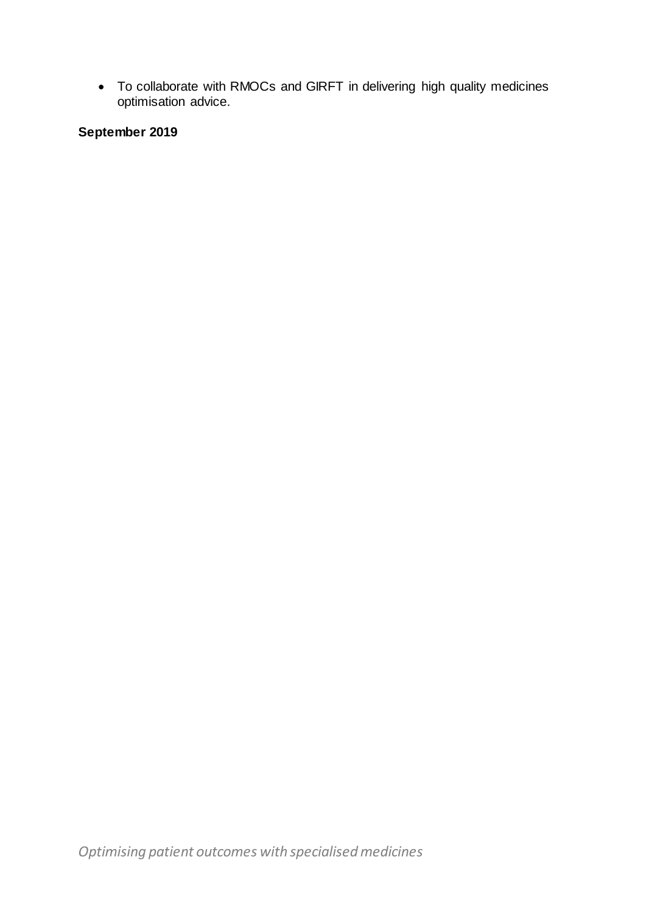- To collaborate with RMOCs and GIRFT in delivering high quality medicines optimisation advice.

**September 2019**